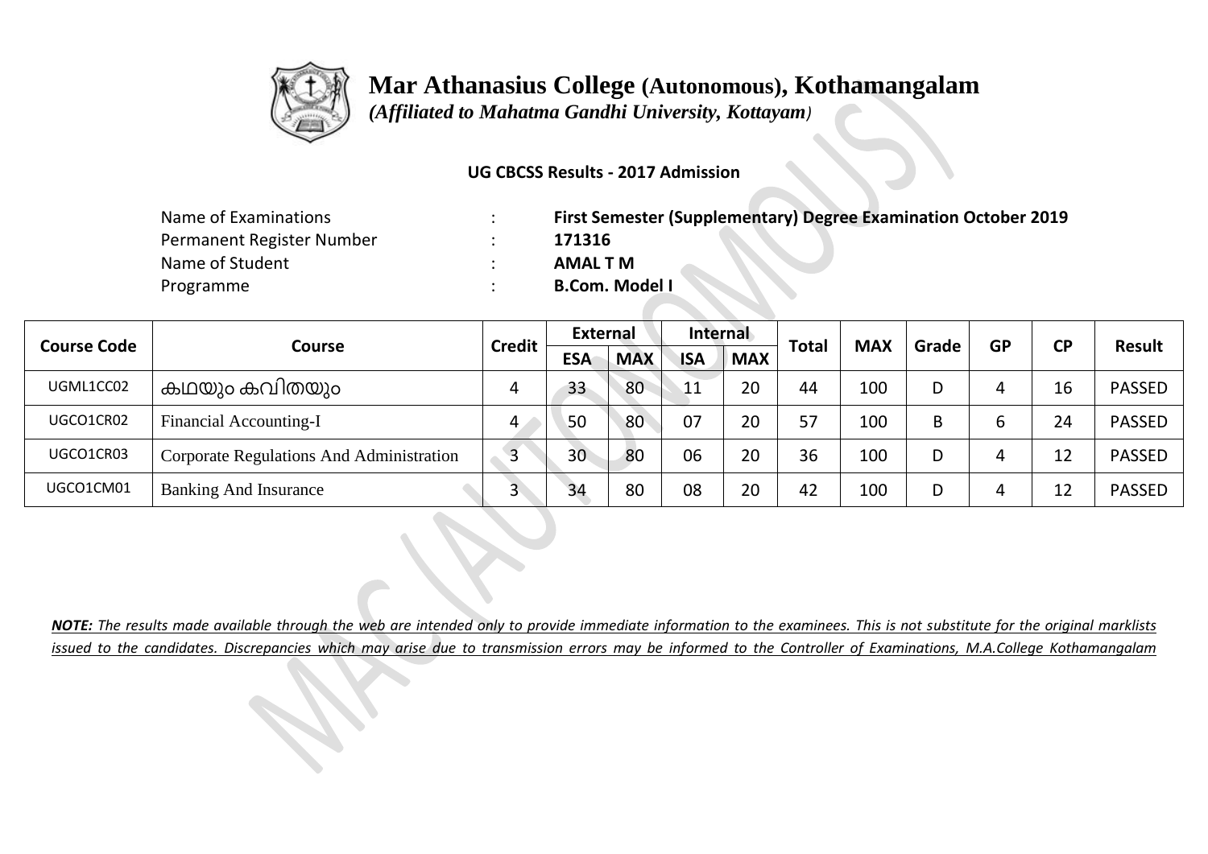# Mar Athanasius College (Autonomous), Kothamangalam

*(Affiliated to Mahatma Gandhi University, Kottayam)*

**UG CBCSS Results - 2017 Admission**

| | | |
|---|---|---|
| Name of Examinations | : | **First Semester (Supplementary) Degree Examination October 2019** |
| Permanent Register Number | : | **171316** |
| Name of Student | : | **AMAL T M** |
| Programme | : | **B.Com. Model I** |

| Course Code | Course | Credit | External | | Internal | | Total | MAX | Grade | GP | CP | Result |
|---|---|---|---|---|---|---|---|---|---|---|---|---|
| | | | ESA | MAX | ISA | MAX | | | | | | |
| UGML1CC02 | കഥയും കവിതയും | 4 | 33 | 80 | 11 | 20 | 44 | 100 | D | 4 | 16 | PASSED |
| UGCO1CR02 | Financial Accounting-I | 4 | 50 | 80 | 07 | 20 | 57 | 100 | B | 6 | 24 | PASSED |
| UGCO1CR03 | Corporate Regulations And Administration | 3 | 30 | 80 | 06 | 20 | 36 | 100 | D | 4 | 12 | PASSED |
| UGCO1CM01 | Banking And Insurance | 3 | 34 | 80 | 08 | 20 | 42 | 100 | D | 4 | 12 | PASSED |

***NOTE:*** *The results made available through the web are intended only to provide immediate information to the examinees. This is not substitute for the original marklists issued to the candidates. Discrepancies which may arise due to transmission errors may be informed to the Controller of Examinations, M.A.College Kothamangalam*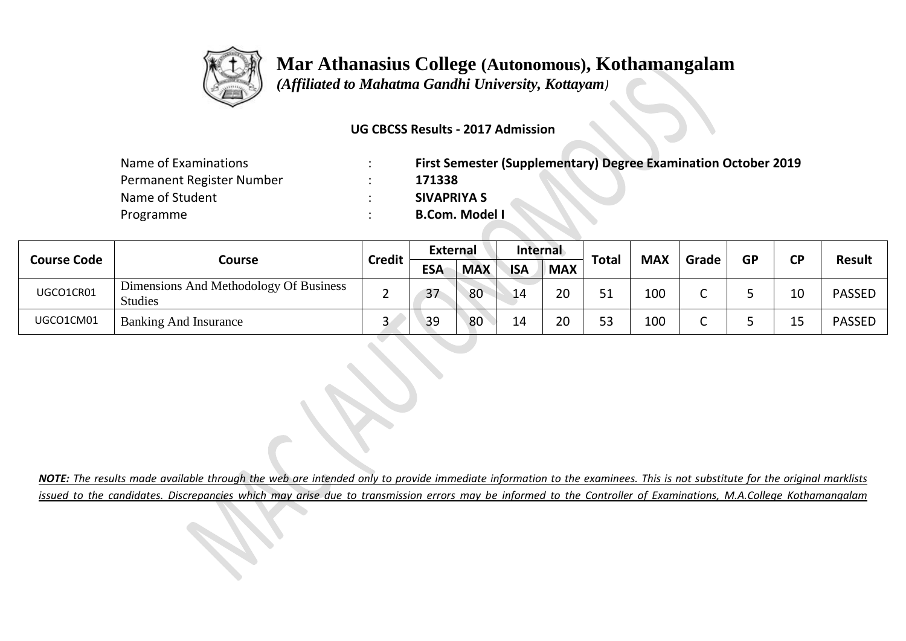# Mar Athanasius College (Autonomous), Kothamangalam

*(Affiliated to Mahatma Gandhi University, Kottayam)*

**UG CBCSS Results - 2017 Admission**

| | | |
|---|---|---|
| Name of Examinations | : | **First Semester (Supplementary) Degree Examination October 2019** |
| Permanent Register Number | : | **171338** |
| Name of Student | : | **SIVAPRIYA S** |
| Programme | : | **B.Com. Model I** |

| Course Code | Course | Credit | External | | Internal | | Total | MAX | Grade | GP | CP | Result |
|---|---|---|---|---|---|---|---|---|---|---|---|---|
| | | | ESA | MAX | ISA | MAX | | | | | | |
| UGCO1CR01 | Dimensions And Methodology Of Business Studies | 2 | 37 | 80 | 14 | 20 | 51 | 100 | C | 5 | 10 | PASSED |
| UGCO1CM01 | Banking And Insurance | 3 | 39 | 80 | 14 | 20 | 53 | 100 | C | 5 | 15 | PASSED |

***NOTE:*** *The results made available through the web are intended only to provide immediate information to the examinees. This is not substitute for the original marklists issued to the candidates. Discrepancies which may arise due to transmission errors may be informed to the Controller of Examinations, M.A.College Kothamangalam*